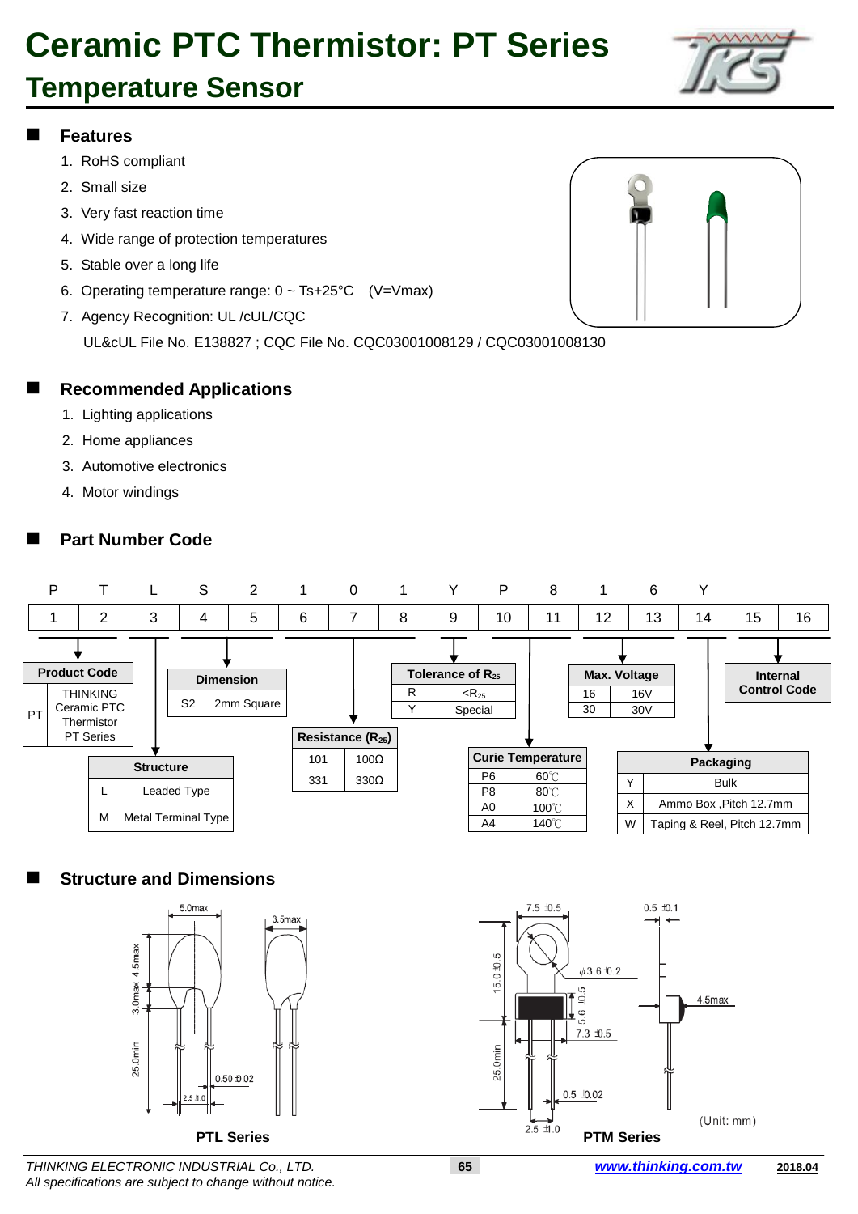# Ceramic PTC Thermistor: PT Series

## Temperature Sensor

## Features

1. RoHS compliant
2. Small size
3. Very fast reaction time
4. Wide range of protection temperatures
5. Stable over a long life
6. Operating temperature range: 0 ~ Ts+25°C (V=Vmax)
7. Agency Recognition: UL /cUL/CQC
   UL&cUL File No. E138827 ; CQC File No. CQC03001008129 / CQC03001008130

## Recommended Applications

1. Lighting applications
2. Home appliances
3. Automotive electronics
4. Motor windings

## Part Number Code

| P | T | L | S | 2 | 1 | 0 | 1 | Y | P | 8 | 1 | 6 | Y | | |
|---|---|---|---|---|---|---|---|---|---|---|---|---|---|---|---|
| 1 | 2 | 3 | 4 | 5 | 6 | 7 | 8 | 9 | 10 | 11 | 12 | 13 | 14 | 15 | 16 |

**Product Code** (positions 1–2)

| Code | Description |
|---|---|
| PT | THINKING Ceramic PTC Thermistor PT Series |

**Structure** (position 3)

| Code | Description |
|---|---|
| L | Leaded Type |
| M | Metal Terminal Type |

**Dimension** (positions 4–5)

| Code | Description |
|---|---|
| S2 | 2mm Square |

**Resistance ($R_{25}$)** (positions 6–8)

| Code | Value |
|---|---|
| 101 | 100Ω |
| 331 | 330Ω |

**Tolerance of $R_{25}$** (position 9)

| Code | Description |
|---|---|
| R | $<R_{25}$ |
| Y | Special |

**Curie Temperature** (positions 10–11)

| Code | Value |
|---|---|
| P6 | 60℃ |
| P8 | 80℃ |
| A0 | 100℃ |
| A4 | 140℃ |

**Max. Voltage** (positions 12–13)

| Code | Value |
|---|---|
| 16 | 16V |
| 30 | 30V |

**Packaging** (position 14)

| Code | Description |
|---|---|
| Y | Bulk |
| X | Ammo Box ,Pitch 12.7mm |
| W | Taping & Reel, Pitch 12.7mm |

**Internal Control Code** (positions 15–16)

## Structure and Dimensions

**PTL Series**: 5.0max; 3.5max; 4.5max; 3.0max; 25.0min; 0.50 ±0.02; 2.5 ±1.0

**PTM Series**: 7.5 ±0.5; 0.5 ±0.1; 15.0 ±0.5; φ3.6 ±0.2; 5.6 ±0.5; 4.5max; 7.3 ±0.5; 25.0min; 0.5 ±0.02; 2.5 ±1.0

(Unit: mm)

THINKING ELECTRONIC INDUSTRIAL Co., LTD.
All specifications are subject to change without notice.
www.thinking.com.tw 2018.04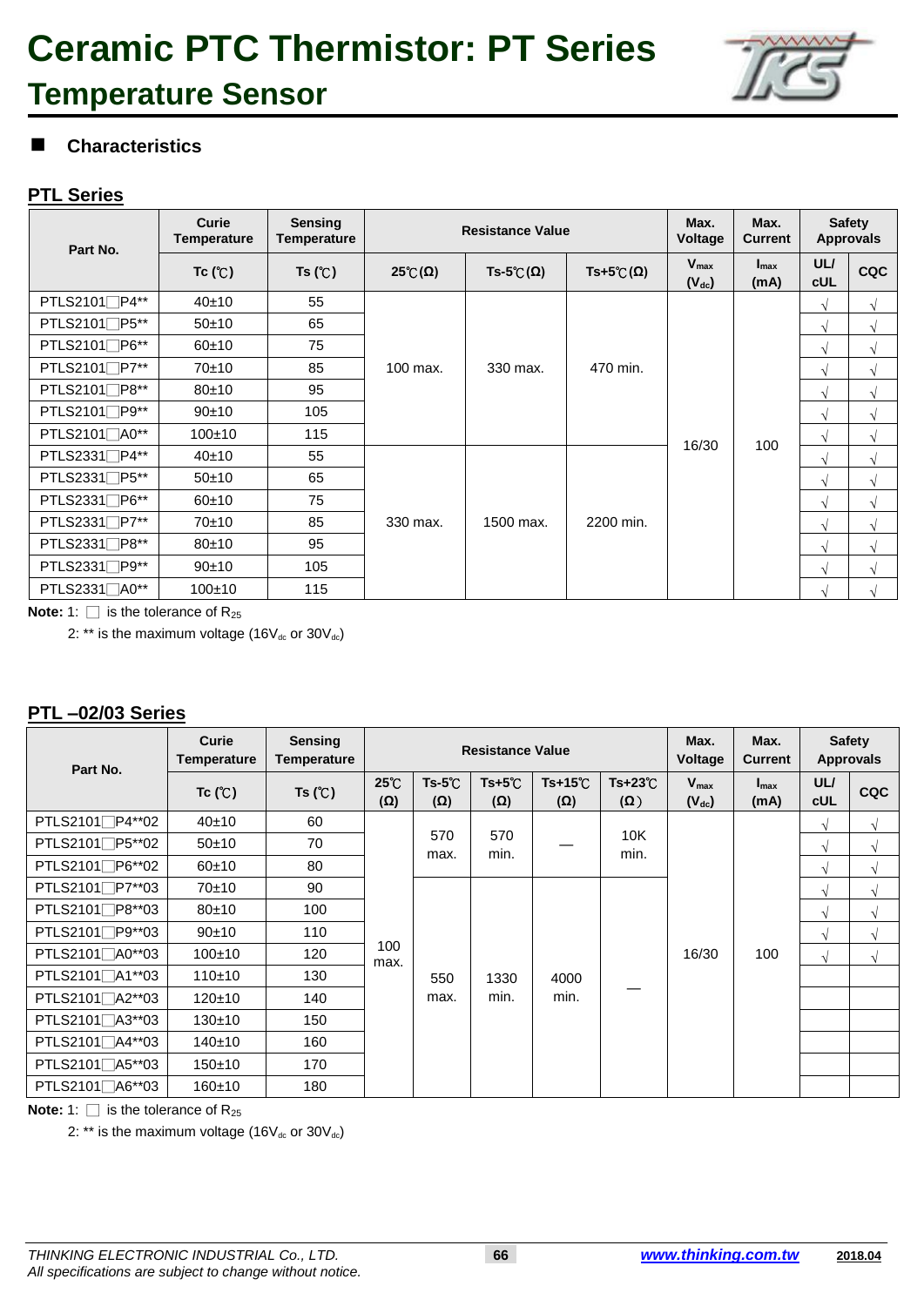# Ceramic PTC Thermistor: PT Series

## Temperature Sensor

### ■ Characteristics

### PTL Series

| Part No. | Curie Temperature | Sensing Temperature | Resistance Value | | | Max. Voltage | Max. Current | Safety Approvals | |
|---|---|---|---|---|---|---|---|---|---|
| | Tc (℃) | Ts (℃) | 25℃(Ω) | Ts-5℃(Ω) | Ts+5℃(Ω) | $V_{max}$ ($V_{dc}$) | $I_{max}$ (mA) | UL/ cUL | CQC |
| PTLS2101□P4** | 40±10 | 55 | 100 max. | 330 max. | 470 min. | 16/30 | 100 | √ | √ |
| PTLS2101□P5** | 50±10 | 65 | | | | | | √ | √ |
| PTLS2101□P6** | 60±10 | 75 | | | | | | √ | √ |
| PTLS2101□P7** | 70±10 | 85 | | | | | | √ | √ |
| PTLS2101□P8** | 80±10 | 95 | | | | | | √ | √ |
| PTLS2101□P9** | 90±10 | 105 | | | | | | √ | √ |
| PTLS2101□A0** | 100±10 | 115 | | | | | | √ | √ |
| PTLS2331□P4** | 40±10 | 55 | 330 max. | 1500 max. | 2200 min. | | | √ | √ |
| PTLS2331□P5** | 50±10 | 65 | | | | | | √ | √ |
| PTLS2331□P6** | 60±10 | 75 | | | | | | √ | √ |
| PTLS2331□P7** | 70±10 | 85 | | | | | | √ | √ |
| PTLS2331□P8** | 80±10 | 95 | | | | | | √ | √ |
| PTLS2331□P9** | 90±10 | 105 | | | | | | √ | √ |
| PTLS2331□A0** | 100±10 | 115 | | | | | | √ | √ |

**Note:** 1: □ is the tolerance of $R_{25}$

2: ** is the maximum voltage ($16V_{dc}$ or $30V_{dc}$)

### PTL –02/03 Series

| Part No. | Curie Temperature | Sensing Temperature | Resistance Value | | | | | Max. Voltage | Max. Current | Safety Approvals | |
|---|---|---|---|---|---|---|---|---|---|---|---|
| | Tc (℃) | Ts (℃) | 25℃ (Ω) | Ts-5℃ (Ω) | Ts+5℃ (Ω) | Ts+15℃ (Ω) | Ts+23℃ (Ω) | $V_{max}$ ($V_{dc}$) | $I_{max}$ (mA) | UL/ cUL | CQC |
| PTLS2101□P4**02 | 40±10 | 60 | 100 max. | 570 max. | 570 min. | — | 10K min. | 16/30 | 100 | √ | √ |
| PTLS2101□P5**02 | 50±10 | 70 | | | | | | | | √ | √ |
| PTLS2101□P6**02 | 60±10 | 80 | | | | | | | | √ | √ |
| PTLS2101□P7**03 | 70±10 | 90 | | 550 max. | 1330 min. | 4000 min. | — | | | √ | √ |
| PTLS2101□P8**03 | 80±10 | 100 | | | | | | | | √ | √ |
| PTLS2101□P9**03 | 90±10 | 110 | | | | | | | | √ | √ |
| PTLS2101□A0**03 | 100±10 | 120 | | | | | | | | √ | √ |
| PTLS2101□A1**03 | 110±10 | 130 | | | | | | | | | |
| PTLS2101□A2**03 | 120±10 | 140 | | | | | | | | | |
| PTLS2101□A3**03 | 130±10 | 150 | | | | | | | | | |
| PTLS2101□A4**03 | 140±10 | 160 | | | | | | | | | |
| PTLS2101□A5**03 | 150±10 | 170 | | | | | | | | | |
| PTLS2101□A6**03 | 160±10 | 180 | | | | | | | | | |

**Note:** 1: □ is the tolerance of $R_{25}$

2: ** is the maximum voltage ($16V_{dc}$ or $30V_{dc}$)

*THINKING ELECTRONIC INDUSTRIAL Co., LTD.*
*All specifications are subject to change without notice.*

***www.thinking.com.tw*** **2018.04**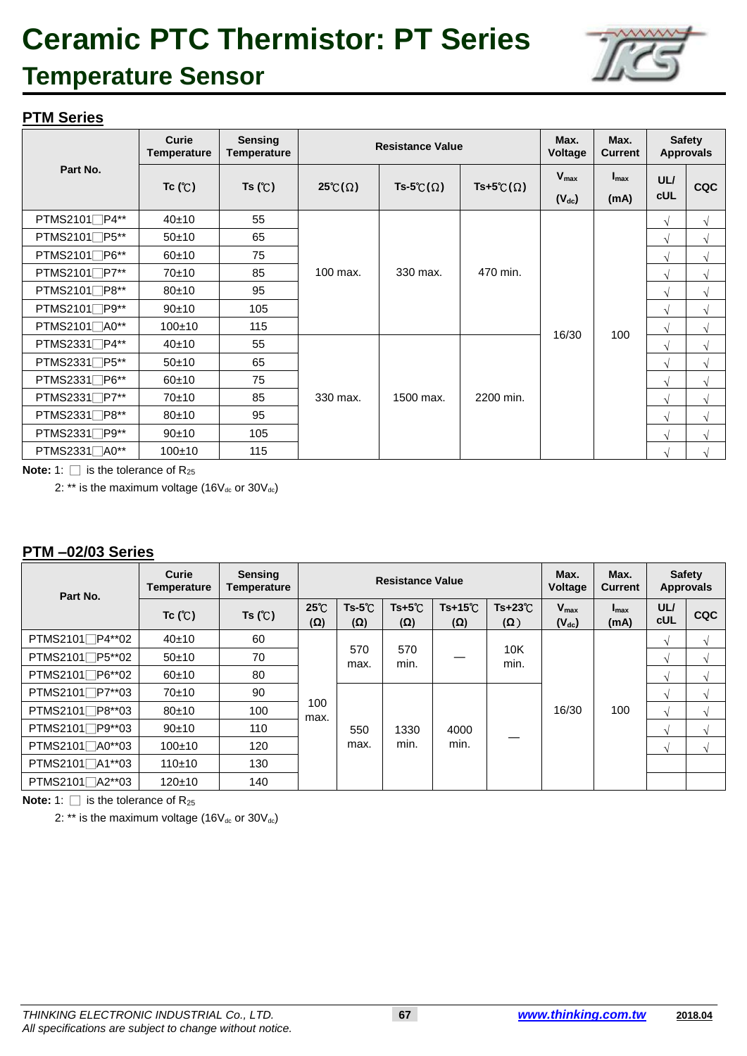# Ceramic PTC Thermistor: PT Series

## Temperature Sensor

### PTM Series

| Part No. | Curie Temperature | Sensing Temperature | Resistance Value | | | Max. Voltage | Max. Current | Safety Approvals | |
|---|---|---|---|---|---|---|---|---|---|
| | Tc (℃) | Ts (℃) | 25℃(Ω) | Ts-5℃(Ω) | Ts+5℃(Ω) | $V_{max}$ ($V_{dc}$) | $I_{max}$ (mA) | UL/ cUL | CQC |
| PTMS2101□P4** | 40±10 | 55 | 100 max. | 330 max. | 470 min. | 16/30 | 100 | √ | √ |
| PTMS2101□P5** | 50±10 | 65 | | | | | | √ | √ |
| PTMS2101□P6** | 60±10 | 75 | | | | | | √ | √ |
| PTMS2101□P7** | 70±10 | 85 | | | | | | √ | √ |
| PTMS2101□P8** | 80±10 | 95 | | | | | | √ | √ |
| PTMS2101□P9** | 90±10 | 105 | | | | | | √ | √ |
| PTMS2101□A0** | 100±10 | 115 | | | | | | √ | √ |
| PTMS2331□P4** | 40±10 | 55 | 330 max. | 1500 max. | 2200 min. | | | √ | √ |
| PTMS2331□P5** | 50±10 | 65 | | | | | | √ | √ |
| PTMS2331□P6** | 60±10 | 75 | | | | | | √ | √ |
| PTMS2331□P7** | 70±10 | 85 | | | | | | √ | √ |
| PTMS2331□P8** | 80±10 | 95 | | | | | | √ | √ |
| PTMS2331□P9** | 90±10 | 105 | | | | | | √ | √ |
| PTMS2331□A0** | 100±10 | 115 | | | | | | √ | √ |

**Note:** 1: □ is the tolerance of $R_{25}$

2: ** is the maximum voltage (16$V_{dc}$ or 30$V_{dc}$)

### PTM –02/03 Series

| Part No. | Curie Temperature | Sensing Temperature | Resistance Value | | | | | Max. Voltage | Max. Current | Safety Approvals | |
|---|---|---|---|---|---|---|---|---|---|---|---|
| | Tc (℃) | Ts (℃) | 25℃ (Ω) | Ts-5℃ (Ω) | Ts+5℃ (Ω) | Ts+15℃ (Ω) | Ts+23℃ (Ω) | $V_{max}$ ($V_{dc}$) | $I_{max}$ (mA) | UL/ cUL | CQC |
| PTMS2101□P4**02 | 40±10 | 60 | 100 max. | 570 max. | 570 min. | — | 10K min. | 16/30 | 100 | √ | √ |
| PTMS2101□P5**02 | 50±10 | 70 | | | | | | | | √ | √ |
| PTMS2101□P6**02 | 60±10 | 80 | | | | | | | | √ | √ |
| PTMS2101□P7**03 | 70±10 | 90 | | 550 max. | 1330 min. | 4000 min. | — | | | √ | √ |
| PTMS2101□P8**03 | 80±10 | 100 | | | | | | | | √ | √ |
| PTMS2101□P9**03 | 90±10 | 110 | | | | | | | | √ | √ |
| PTMS2101□A0**03 | 100±10 | 120 | | | | | | | | √ | √ |
| PTMS2101□A1**03 | 110±10 | 130 | | | | | | | | | |
| PTMS2101□A2**03 | 120±10 | 140 | | | | | | | | | |

**Note:** 1: □ is the tolerance of $R_{25}$

2: ** is the maximum voltage (16$V_{dc}$ or 30$V_{dc}$)

*THINKING ELECTRONIC INDUSTRIAL Co., LTD.*
*All specifications are subject to change without notice.*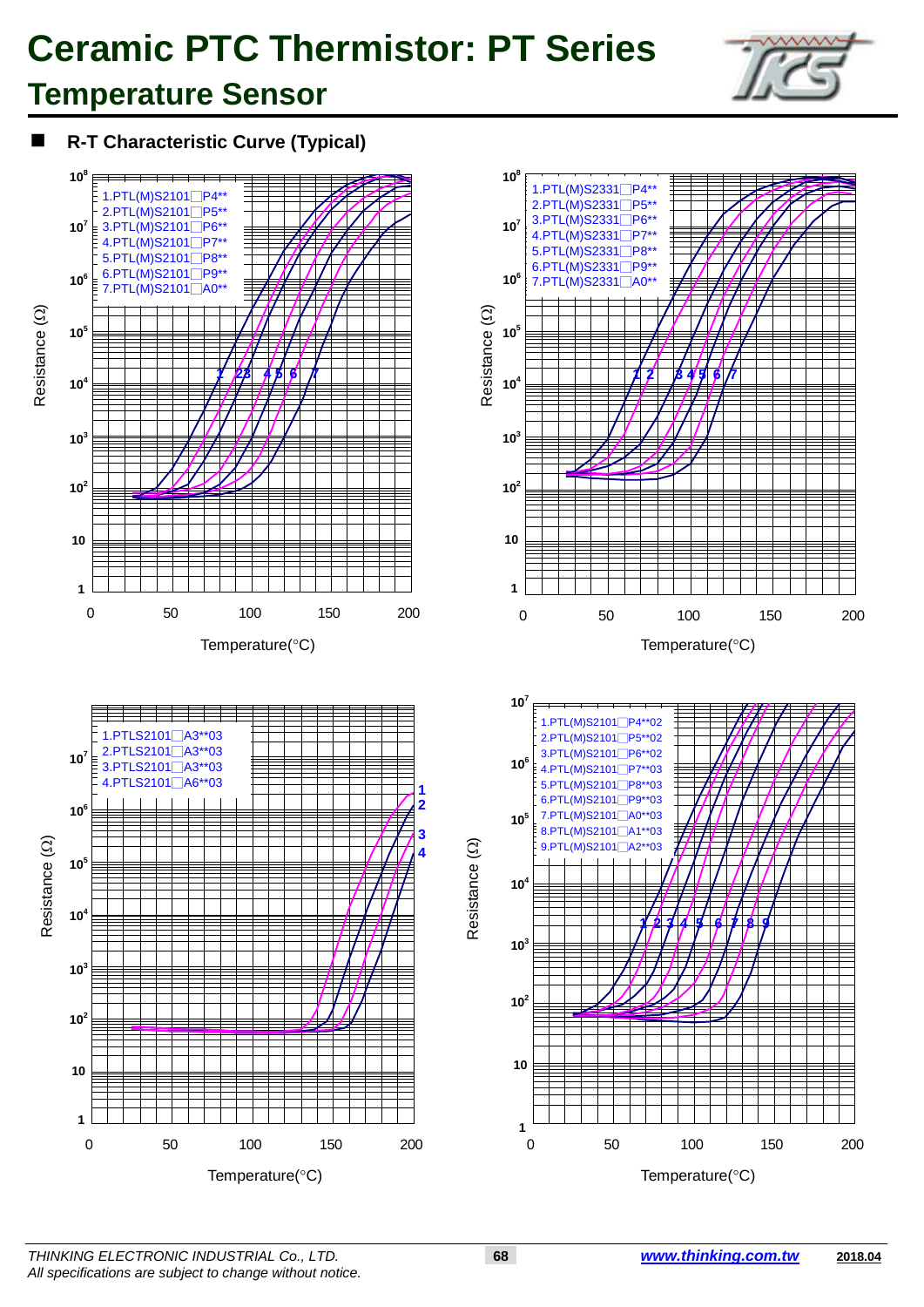# Ceramic PTC Thermistor: PT Series

## Temperature Sensor

■ **R-T Characteristic Curve (Typical)**

1.PTL(M)S2101□P4**
2.PTL(M)S2101□P5**
3.PTL(M)S2101□P6**
4.PTL(M)S2101□P7**
5.PTL(M)S2101□P8**
6.PTL(M)S2101□P9**
7.PTL(M)S2101□A0**

Resistance (Ω) vs. Temperature(°C)

1.PTL(M)S2331□P4**
2.PTL(M)S2331□P5**
3.PTL(M)S2331□P6**
4.PTL(M)S2331□P7**
5.PTL(M)S2331□P8**
6.PTL(M)S2331□P9**
7.PTL(M)S2331□A0**

Resistance (Ω) vs. Temperature(°C)

1.PTLS2101□A3**03
2.PTLS2101□A3**03
3.PTLS2101□A3**03
4.PTLS2101□A6**03

Resistance (Ω) vs. Temperature(°C)

1.PTL(M)S2101□P4**02
2.PTL(M)S2101□P5**02
3.PTL(M)S2101□P6**02
4.PTL(M)S2101□P7**03
5.PTL(M)S2101□P8**03
6.PTL(M)S2101□P9**03
7.PTL(M)S2101□A0**03
8.PTL(M)S2101□A1**03
9.PTL(M)S2101□A2**03

Resistance (Ω) vs. Temperature(°C)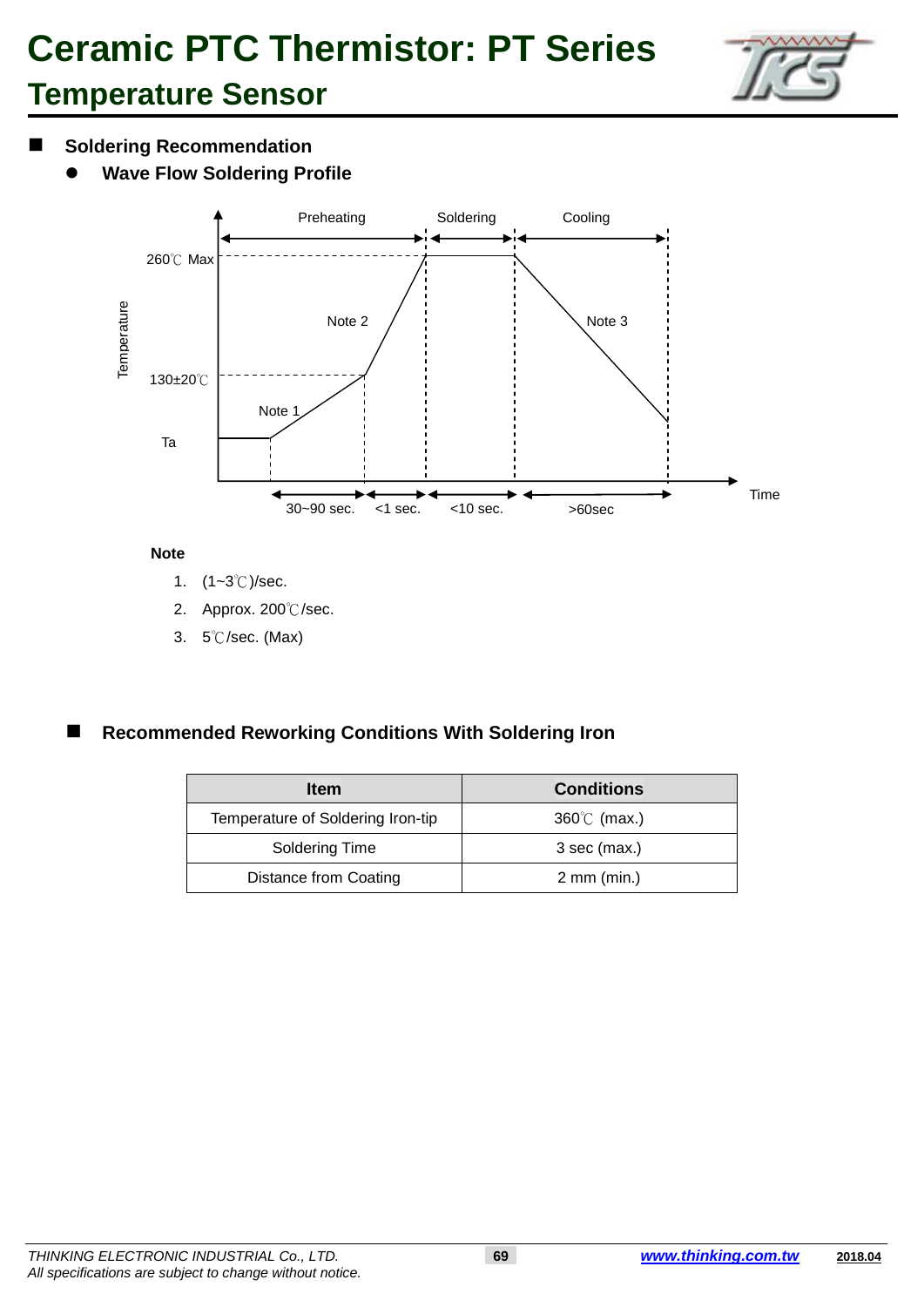# Ceramic PTC Thermistor: PT Series

## Temperature Sensor

### Soldering Recommendation

- **Wave Flow Soldering Profile**

Temperature

Preheating | Soldering | Cooling

260℃ Max

130±20℃

Ta

Note 1 | Note 2 | Note 3

30~90 sec. | <1 sec. | <10 sec. | >60sec

Time

**Note**

1. (1~3℃)/sec.
2. Approx. 200℃/sec.
3. 5℃/sec. (Max)

### Recommended Reworking Conditions With Soldering Iron

| Item | Conditions |
| --- | --- |
| Temperature of Soldering Iron-tip | 360℃ (max.) |
| Soldering Time | 3 sec (max.) |
| Distance from Coating | 2 mm (min.) |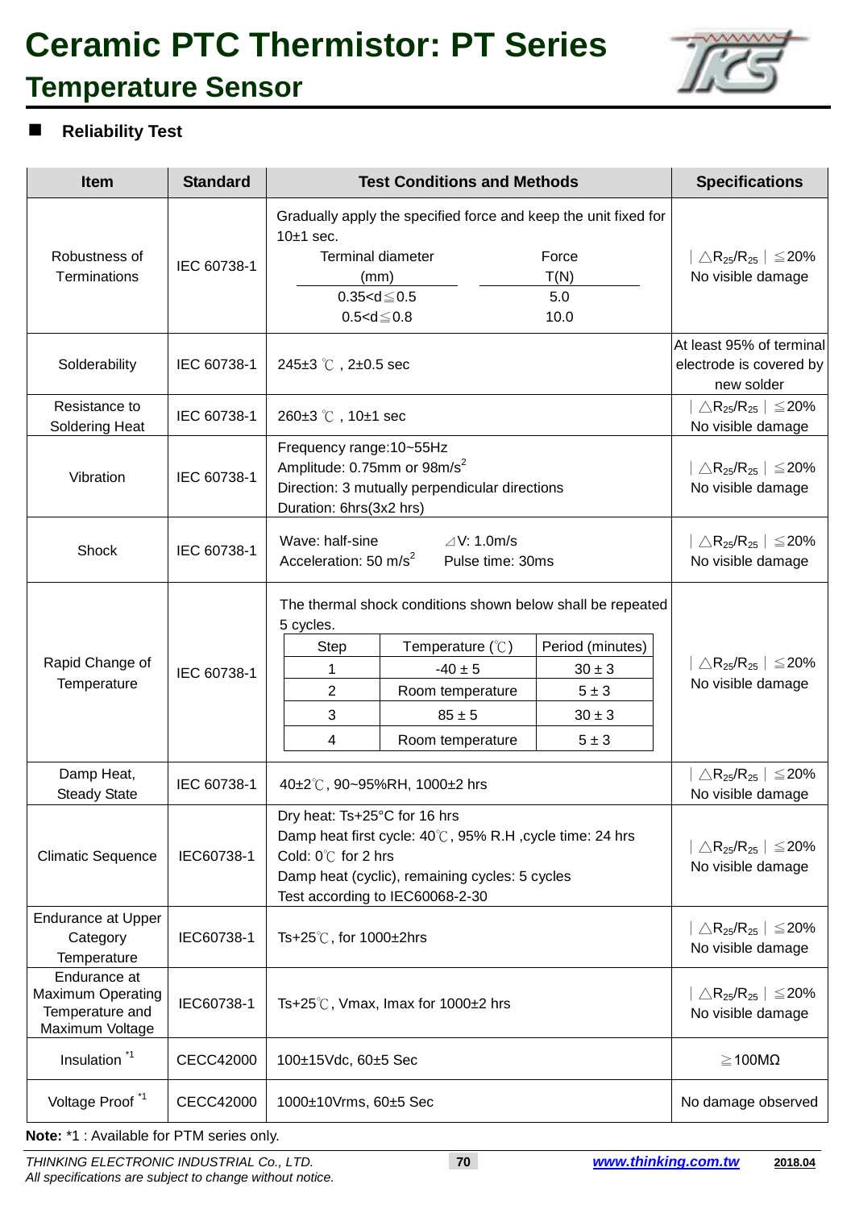# Ceramic PTC Thermistor: PT Series

## Temperature Sensor

### Reliability Test

| Item | Standard | Test Conditions and Methods | Specifications |
|---|---|---|---|
| Robustness of Terminations | IEC 60738-1 | Gradually apply the specified force and keep the unit fixed for 10±1 sec.<br>Terminal diameter (mm) / Force T(N)<br>0.35<d≦0.5 : 5.0<br>0.5<d≦0.8 : 10.0 | $\mid \triangle R_{25}/R_{25} \mid \leqq 20\%$<br>No visible damage |
| Solderability | IEC 60738-1 | 245±3 ℃ , 2±0.5 sec | At least 95% of terminal electrode is covered by new solder |
| Resistance to Soldering Heat | IEC 60738-1 | 260±3 ℃ , 10±1 sec | $\mid \triangle R_{25}/R_{25} \mid \leqq 20\%$<br>No visible damage |
| Vibration | IEC 60738-1 | Frequency range:10~55Hz<br>Amplitude: 0.75mm or 98m/$s^2$<br>Direction: 3 mutually perpendicular directions<br>Duration: 6hrs(3x2 hrs) | $\mid \triangle R_{25}/R_{25} \mid \leqq 20\%$<br>No visible damage |
| Shock | IEC 60738-1 | Wave: half-sine ⊿V: 1.0m/s<br>Acceleration: 50 m/$s^2$ Pulse time: 30ms | $\mid \triangle R_{25}/R_{25} \mid \leqq 20\%$<br>No visible damage |
| Rapid Change of Temperature | IEC 60738-1 | The thermal shock conditions shown below shall be repeated 5 cycles.<br>Step / Temperature (℃) / Period (minutes)<br>1 / -40 ± 5 / 30 ± 3<br>2 / Room temperature / 5 ± 3<br>3 / 85 ± 5 / 30 ± 3<br>4 / Room temperature / 5 ± 3 | $\mid \triangle R_{25}/R_{25} \mid \leqq 20\%$<br>No visible damage |
| Damp Heat, Steady State | IEC 60738-1 | 40±2℃, 90~95%RH, 1000±2 hrs | $\mid \triangle R_{25}/R_{25} \mid \leqq 20\%$<br>No visible damage |
| Climatic Sequence | IEC60738-1 | Dry heat: Ts+25°C for 16 hrs<br>Damp heat first cycle: 40℃, 95% R.H ,cycle time: 24 hrs<br>Cold: 0℃ for 2 hrs<br>Damp heat (cyclic), remaining cycles: 5 cycles<br>Test according to IEC60068-2-30 | $\mid \triangle R_{25}/R_{25} \mid \leqq 20\%$<br>No visible damage |
| Endurance at Upper Category Temperature | IEC60738-1 | Ts+25℃, for 1000±2hrs | $\mid \triangle R_{25}/R_{25} \mid \leqq 20\%$<br>No visible damage |
| Endurance at Maximum Operating Temperature and Maximum Voltage | IEC60738-1 | Ts+25℃, Vmax, Imax for 1000±2 hrs | $\mid \triangle R_{25}/R_{25} \mid \leqq 20\%$<br>No visible damage |
| Insulation [*1] | CECC42000 | 100±15Vdc, 60±5 Sec | ≧100MΩ |
| Voltage Proof [*1] | CECC42000 | 1000±10Vrms, 60±5 Sec | No damage observed |

**Note:** *1 : Available for PTM series only.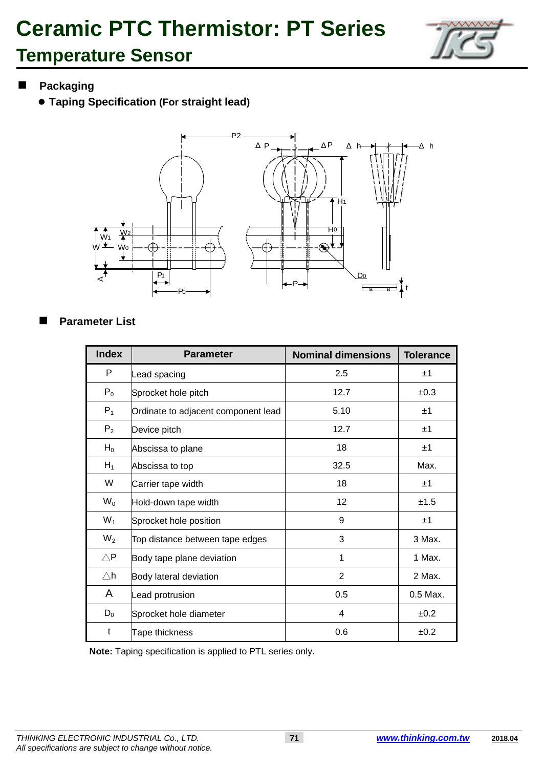# Ceramic PTC Thermistor: PT Series

## Temperature Sensor

## Packaging

- **Taping Specification (For straight lead)**

## Parameter List

| Index | Parameter | Nominal dimensions | Tolerance |
|---|---|---|---|
| P | Lead spacing | 2.5 | ±1 |
| $P_0$ | Sprocket hole pitch | 12.7 | ±0.3 |
| $P_1$ | Ordinate to adjacent component lead | 5.10 | ±1 |
| $P_2$ | Device pitch | 12.7 | ±1 |
| $H_0$ | Abscissa to plane | 18 | ±1 |
| $H_1$ | Abscissa to top | 32.5 | Max. |
| W | Carrier tape width | 18 | ±1 |
| $W_0$ | Hold-down tape width | 12 | ±1.5 |
| $W_1$ | Sprocket hole position | 9 | ±1 |
| $W_2$ | Top distance between tape edges | 3 | 3 Max. |
| △P | Body tape plane deviation | 1 | 1 Max. |
| △h | Body lateral deviation | 2 | 2 Max. |
| A | Lead protrusion | 0.5 | 0.5 Max. |
| $D_0$ | Sprocket hole diameter | 4 | ±0.2 |
| t | Tape thickness | 0.6 | ±0.2 |

**Note:** Taping specification is applied to PTL series only.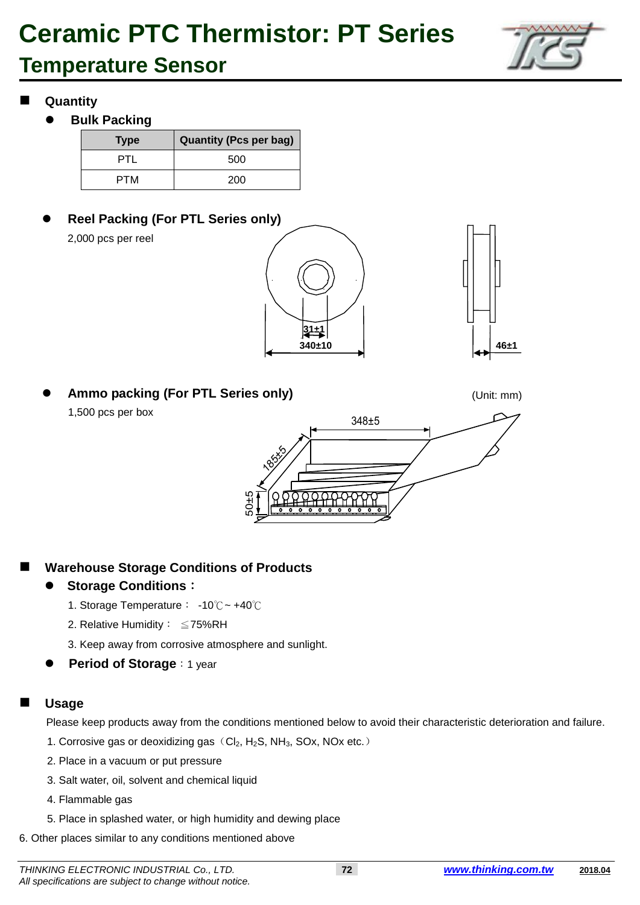# Ceramic PTC Thermistor: PT Series

## Temperature Sensor

### Quantity

- **Bulk Packing**

| Type | Quantity (Pcs per bag) |
|---|---|
| PTL | 500 |
| PTM | 200 |

- **Reel Packing (For PTL Series only)**

2,000 pcs per reel

31±1

340±10

46±1

- **Ammo packing (For PTL Series only)**

(Unit: mm)

1,500 pcs per box

348±5

185±5

50±5

### Warehouse Storage Conditions of Products

- **Storage Conditions：**

1. Storage Temperature： -10℃ ~ +40℃
2. Relative Humidity： ≦75%RH
3. Keep away from corrosive atmosphere and sunlight.

- **Period of Storage**：1 year

### Usage

Please keep products away from the conditions mentioned below to avoid their characteristic deterioration and failure.

1. Corrosive gas or deoxidizing gas（$Cl_2$, $H_2S$, $NH_3$, SOx, NOx etc.）
2. Place in a vacuum or put pressure
3. Salt water, oil, solvent and chemical liquid
4. Flammable gas
5. Place in splashed water, or high humidity and dewing place
6. Other places similar to any conditions mentioned above

*THINKING ELECTRONIC INDUSTRIAL Co., LTD.*
*All specifications are subject to change without notice.*

*www.thinking.com.tw* 2018.04